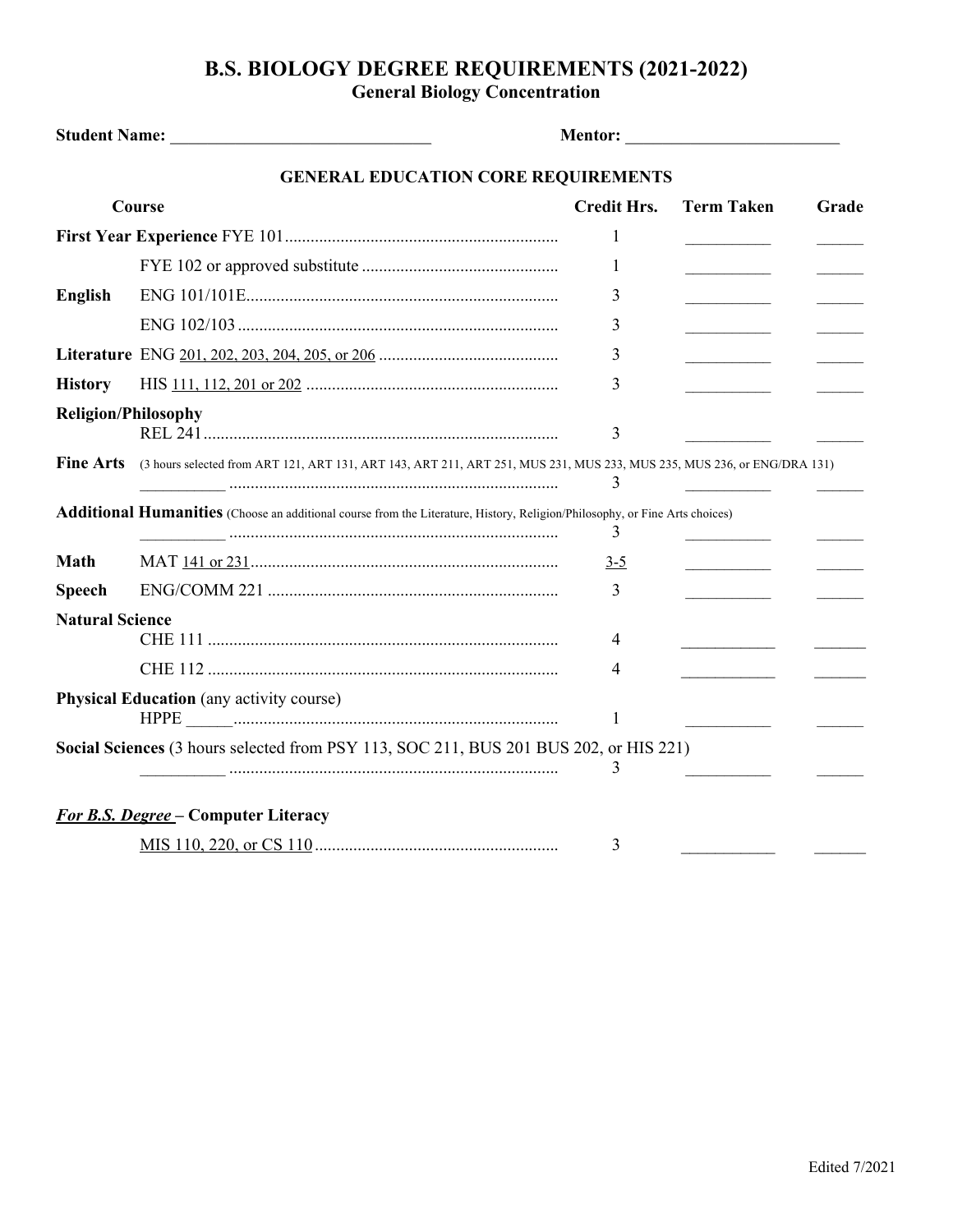# B.S. BIOLOGY DEGREE REQUIREMENTS (2021-2022)

## General Biology Concentration

**Student Name:** ______________________________ **Mentor:** ________________________

### GENERAL EDUCATION CORE REQUIREMENTS

| Course | | Credit Hrs. | Term Taken | Grade |
|---|---|---|---|---|
| **First Year Experience** | FYE 101 | 1 | __________ | ______ |
| | FYE 102 or approved substitute | 1 | __________ | ______ |
| **English** | ENG 101/101E | 3 | __________ | ______ |
| | ENG 102/103 | 3 | __________ | ______ |
| **Literature** | ENG 201, 202, 203, 204, 205, or 206 | 3 | __________ | ______ |
| **History** | HIS 111, 112, 201 or 202 | 3 | __________ | ______ |
| **Religion/Philosophy** | REL 241 | 3 | __________ | ______ |
| **Fine Arts** (3 hours selected from ART 121, ART 131, ART 143, ART 211, ART 251, MUS 231, MUS 233, MUS 235, MUS 236, or ENG/DRA 131) | __________ | 3 | __________ | ______ |
| **Additional Humanities** (Choose an additional course from the Literature, History, Religion/Philosophy, or Fine Arts choices) | __________ | 3 | __________ | ______ |
| **Math** | MAT 141 or 231 | 3-5 | __________ | ______ |
| **Speech** | ENG/COMM 221 | 3 | __________ | ______ |
| **Natural Science** | CHE 111 | 4 | __________ | ______ |
| | CHE 112 | 4 | __________ | ______ |
| **Physical Education** (any activity course) | HPPE ______ | 1 | __________ | ______ |
| **Social Sciences** (3 hours selected from PSY 113, SOC 211, BUS 201 BUS 202, or HIS 221) | __________ | 3 | __________ | ______ |

***For B.S. Degree*** **– Computer Literacy**

| Course | Credit Hrs. | Term Taken | Grade |
|---|---|---|---|
| MIS 110, 220, or CS 110 | 3 | __________ | ______ |

Edited 7/2021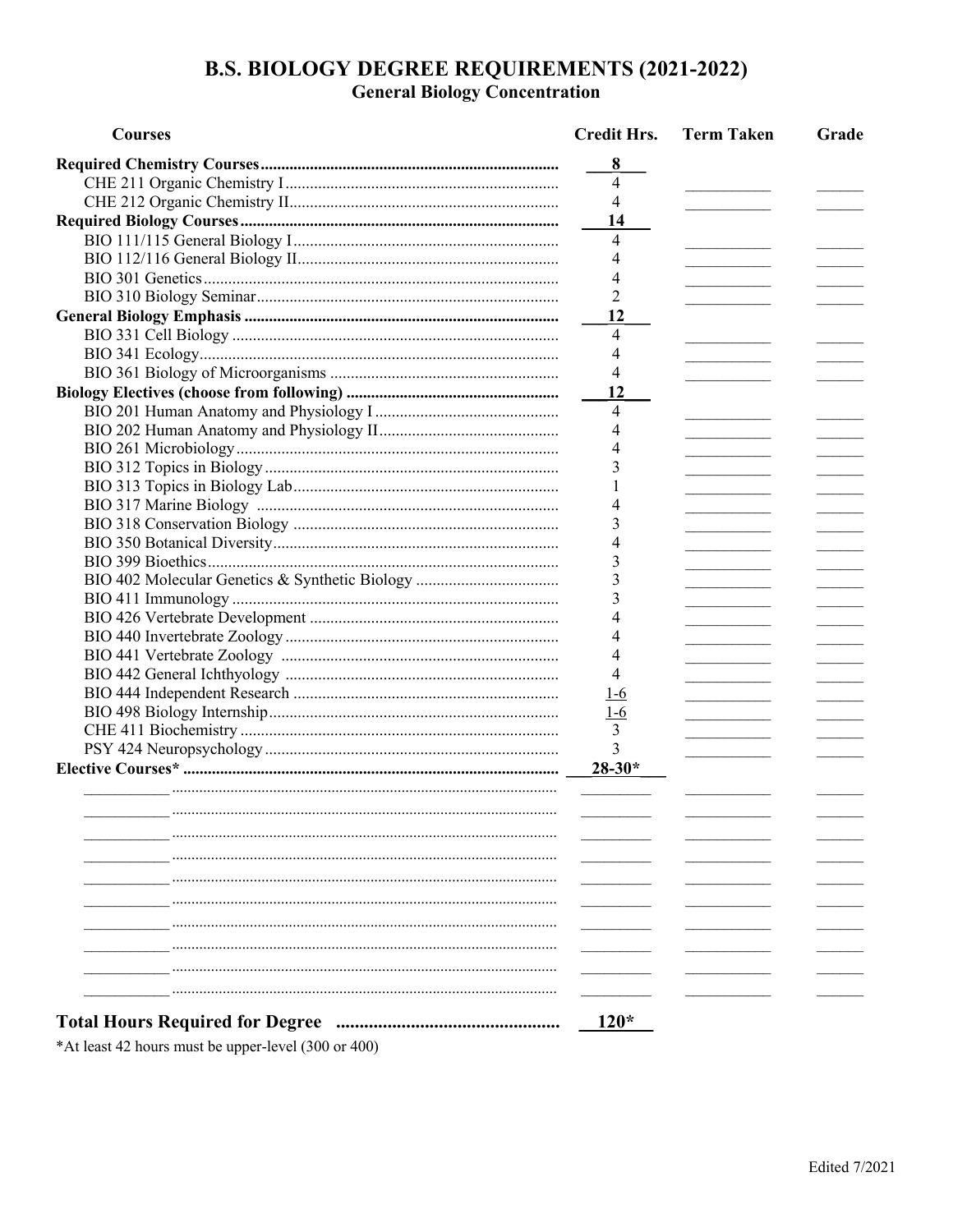# B.S. BIOLOGY DEGREE REQUIREMENTS (2021-2022)

## General Biology Concentration

| Courses | Credit Hrs. | Term Taken | Grade |
|---|---|---|---|
| **Required Chemistry Courses** | **8** | | |
| CHE 211 Organic Chemistry I | 4 | | |
| CHE 212 Organic Chemistry II | 4 | | |
| **Required Biology Courses** | **14** | | |
| BIO 111/115 General Biology I | 4 | | |
| BIO 112/116 General Biology II | 4 | | |
| BIO 301 Genetics | 4 | | |
| BIO 310 Biology Seminar | 2 | | |
| **General Biology Emphasis** | **12** | | |
| BIO 331 Cell Biology | 4 | | |
| BIO 341 Ecology | 4 | | |
| BIO 361 Biology of Microorganisms | 4 | | |
| **Biology Electives (choose from following)** | **12** | | |
| BIO 201 Human Anatomy and Physiology I | 4 | | |
| BIO 202 Human Anatomy and Physiology II | 4 | | |
| BIO 261 Microbiology | 4 | | |
| BIO 312 Topics in Biology | 3 | | |
| BIO 313 Topics in Biology Lab | 1 | | |
| BIO 317 Marine Biology | 4 | | |
| BIO 318 Conservation Biology | 3 | | |
| BIO 350 Botanical Diversity | 4 | | |
| BIO 399 Bioethics | 3 | | |
| BIO 402 Molecular Genetics & Synthetic Biology | 3 | | |
| BIO 411 Immunology | 3 | | |
| BIO 426 Vertebrate Development | 4 | | |
| BIO 440 Invertebrate Zoology | 4 | | |
| BIO 441 Vertebrate Zoology | 4 | | |
| BIO 442 General Ichthyology | 4 | | |
| BIO 444 Independent Research | 1-6 | | |
| BIO 498 Biology Internship | 1-6 | | |
| CHE 411 Biochemistry | 3 | | |
| PSY 424 Neuropsychology | 3 | | |
| **Elective Courses*** | **28-30*** | | |
| | | | |
| | | | |
| | | | |
| | | | |
| | | | |
| | | | |
| | | | |
| | | | |
| | | | |
| | | | |
| **Total Hours Required for Degree** | **120*** | | |

*At least 42 hours must be upper-level (300 or 400)

Edited 7/2021